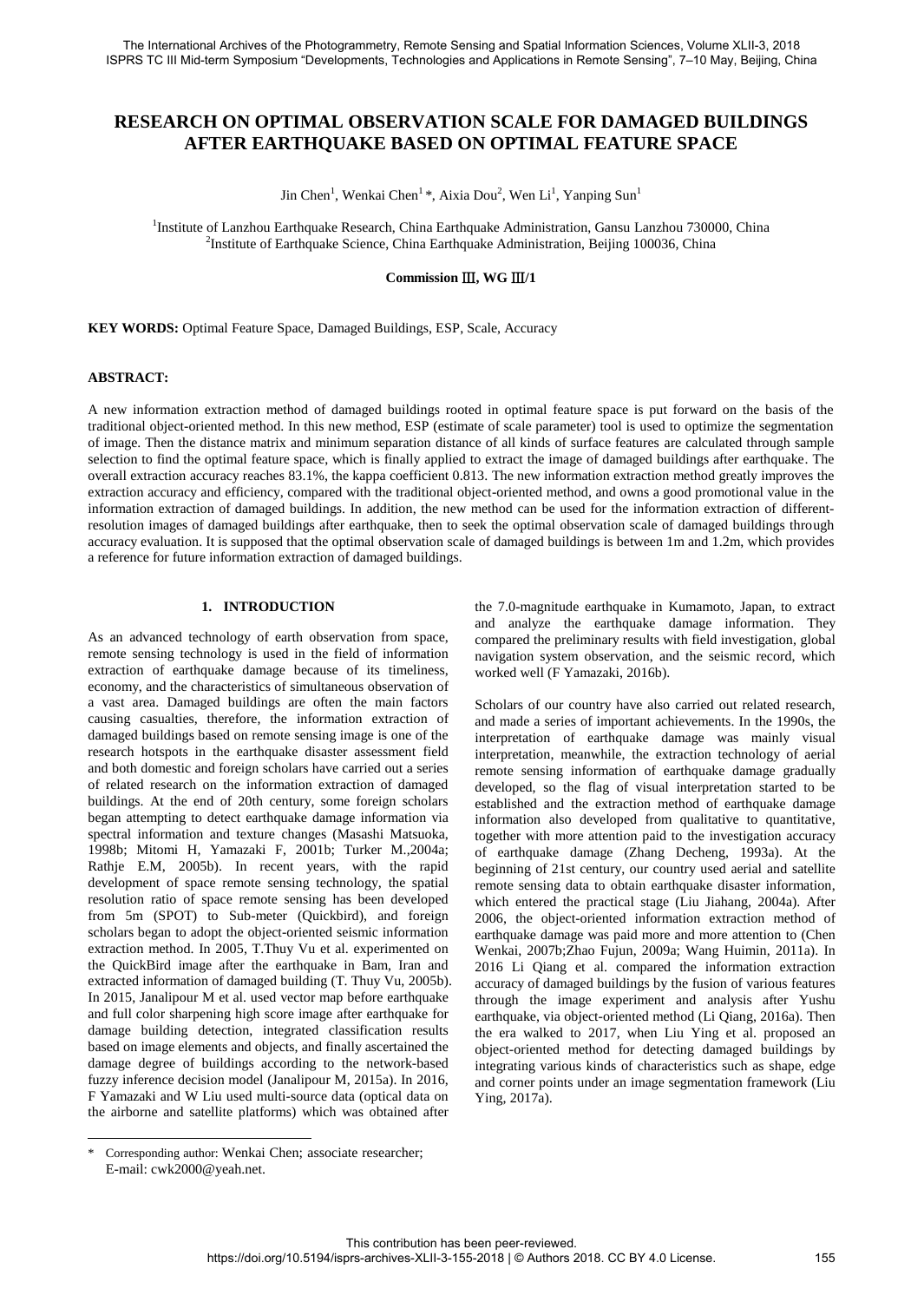# RESEARCH ON OPTIMAL OBSERVATION SCALE FOR DAMAGED BUILDINGS AFTER EARTHQUAKE BASED ON OPTIMAL FEATURE SPACE

Jin Chen[1], Wenkai Chen[1]*, Aixia Dou[2], Wen Li[1], Yanping Sun[1]

[1]Institute of Lanzhou Earthquake Research, China Earthquake Administration, Gansu Lanzhou 730000, China
[2]Institute of Earthquake Science, China Earthquake Administration, Beijing 100036, China

**Commission Ⅲ, WG Ⅲ/1**

**KEY WORDS:** Optimal Feature Space, Damaged Buildings, ESP, Scale, Accuracy

**ABSTRACT:**

A new information extraction method of damaged buildings rooted in optimal feature space is put forward on the basis of the traditional object-oriented method. In this new method, ESP (estimate of scale parameter) tool is used to optimize the segmentation of image. Then the distance matrix and minimum separation distance of all kinds of surface features are calculated through sample selection to find the optimal feature space, which is finally applied to extract the image of damaged buildings after earthquake. The overall extraction accuracy reaches 83.1%, the kappa coefficient 0.813. The new information extraction method greatly improves the extraction accuracy and efficiency, compared with the traditional object-oriented method, and owns a good promotional value in the information extraction of damaged buildings. In addition, the new method can be used for the information extraction of different-resolution images of damaged buildings after earthquake, then to seek the optimal observation scale of damaged buildings through accuracy evaluation. It is supposed that the optimal observation scale of damaged buildings is between 1m and 1.2m, which provides a reference for future information extraction of damaged buildings.

## 1. INTRODUCTION

As an advanced technology of earth observation from space, remote sensing technology is used in the field of information extraction of earthquake damage because of its timeliness, economy, and the characteristics of simultaneous observation of a vast area. Damaged buildings are often the main factors causing casualties, therefore, the information extraction of damaged buildings based on remote sensing image is one of the research hotspots in the earthquake disaster assessment field and both domestic and foreign scholars have carried out a series of related research on the information extraction of damaged buildings. At the end of 20th century, some foreign scholars began attempting to detect earthquake damage information via spectral information and texture changes (Masashi Matsuoka, 1998b; Mitomi H, Yamazaki F, 2001b; Turker M.,2004a; Rathje E.M, 2005b). In recent years, with the rapid development of space remote sensing technology, the spatial resolution ratio of space remote sensing has been developed from 5m (SPOT) to Sub-meter (Quickbird), and foreign scholars began to adopt the object-oriented seismic information extraction method. In 2005, T.Thuy Vu et al. experimented on the QuickBird image after the earthquake in Bam, Iran and extracted information of damaged building (T. Thuy Vu, 2005b). In 2015, Janalipour M et al. used vector map before earthquake and full color sharpening high score image after earthquake for damage building detection, integrated classification results based on image elements and objects, and finally ascertained the damage degree of buildings according to the network-based fuzzy inference decision model (Janalipour M, 2015a). In 2016, F Yamazaki and W Liu used multi-source data (optical data on the airborne and satellite platforms) which was obtained after the 7.0-magnitude earthquake in Kumamoto, Japan, to extract and analyze the earthquake damage information. They compared the preliminary results with field investigation, global navigation system observation, and the seismic record, which worked well (F Yamazaki, 2016b).

Scholars of our country have also carried out related research, and made a series of important achievements. In the 1990s, the interpretation of earthquake damage was mainly visual interpretation, meanwhile, the extraction technology of aerial remote sensing information of earthquake damage gradually developed, so the flag of visual interpretation started to be established and the extraction method of earthquake damage information also developed from qualitative to quantitative, together with more attention paid to the investigation accuracy of earthquake damage (Zhang Decheng, 1993a). At the beginning of 21st century, our country used aerial and satellite remote sensing data to obtain earthquake disaster information, which entered the practical stage (Liu Jiahang, 2004a). After 2006, the object-oriented information extraction method of earthquake damage was paid more and more attention to (Chen Wenkai, 2007b;Zhao Fujun, 2009a; Wang Huimin, 2011a). In 2016 Li Qiang et al. compared the information extraction accuracy of damaged buildings by the fusion of various features through the image experiment and analysis after Yushu earthquake, via object-oriented method (Li Qiang, 2016a). Then the era walked to 2017, when Liu Ying et al. proposed an object-oriented method for detecting damaged buildings by integrating various kinds of characteristics such as shape, edge and corner points under an image segmentation framework (Liu Ying, 2017a).

* Corresponding author: Wenkai Chen; associate researcher; E-mail: cwk2000@yeah.net.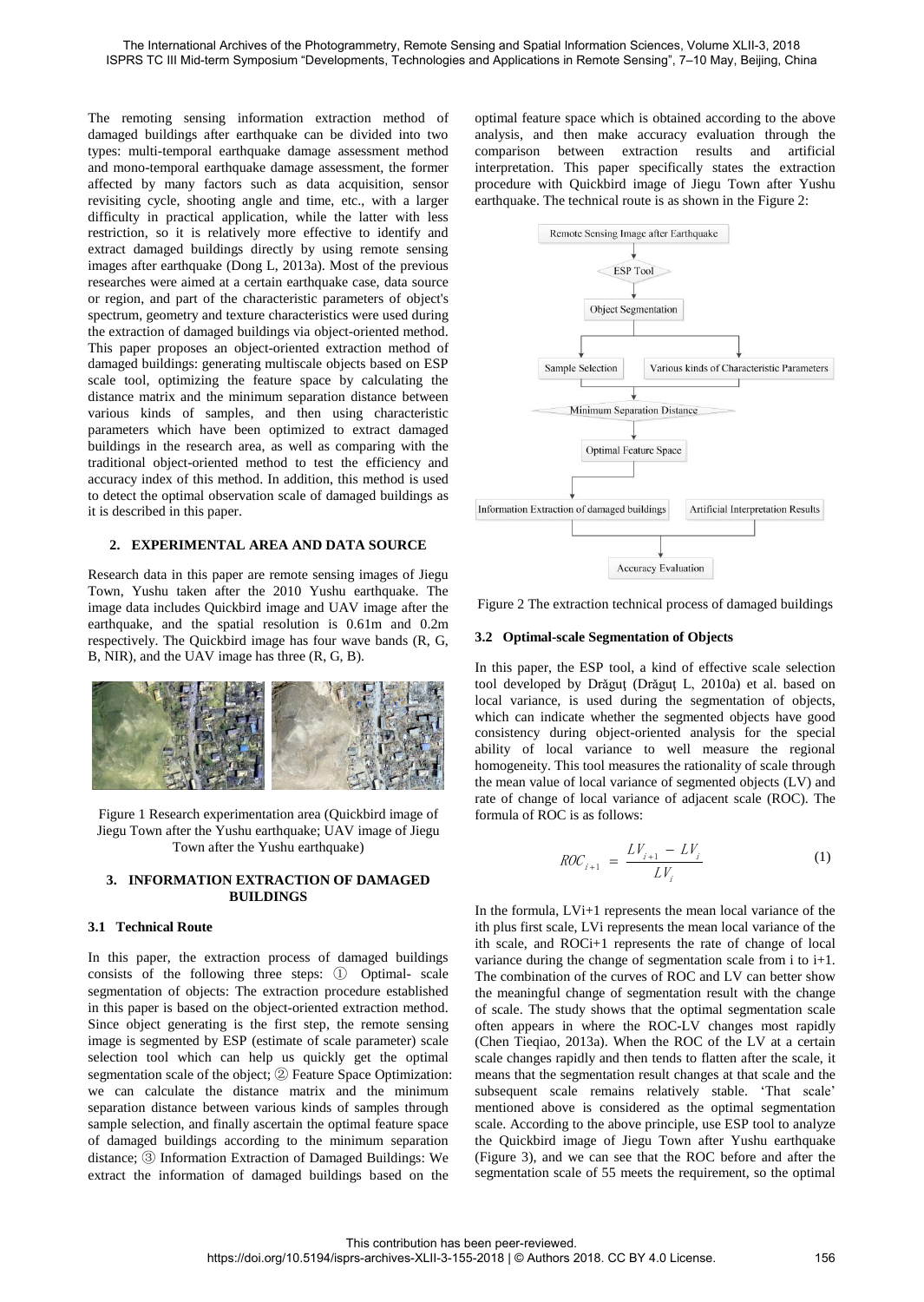The remoting sensing information extraction method of damaged buildings after earthquake can be divided into two types: multi-temporal earthquake damage assessment method and mono-temporal earthquake damage assessment, the former affected by many factors such as data acquisition, sensor revisiting cycle, shooting angle and time, etc., with a larger difficulty in practical application, while the latter with less restriction, so it is relatively more effective to identify and extract damaged buildings directly by using remote sensing images after earthquake (Dong L, 2013a). Most of the previous researches were aimed at a certain earthquake case, data source or region, and part of the characteristic parameters of object's spectrum, geometry and texture characteristics were used during the extraction of damaged buildings via object-oriented method. This paper proposes an object-oriented extraction method of damaged buildings: generating multiscale objects based on ESP scale tool, optimizing the feature space by calculating the distance matrix and the minimum separation distance between various kinds of samples, and then using characteristic parameters which have been optimized to extract damaged buildings in the research area, as well as comparing with the traditional object-oriented method to test the efficiency and accuracy index of this method. In addition, this method is used to detect the optimal observation scale of damaged buildings as it is described in this paper.

## 2. EXPERIMENTAL AREA AND DATA SOURCE

Research data in this paper are remote sensing images of Jiegu Town, Yushu taken after the 2010 Yushu earthquake. The image data includes Quickbird image and UAV image after the earthquake, and the spatial resolution is 0.61m and 0.2m respectively. The Quickbird image has four wave bands (R, G, B, NIR), and the UAV image has three (R, G, B).

Figure 1 Research experimentation area (Quickbird image of Jiegu Town after the Yushu earthquake; UAV image of Jiegu Town after the Yushu earthquake)

## 3. INFORMATION EXTRACTION OF DAMAGED BUILDINGS

### 3.1 Technical Route

In this paper, the extraction process of damaged buildings consists of the following three steps: ① Optimal- scale segmentation of objects: The extraction procedure established in this paper is based on the object-oriented extraction method. Since object generating is the first step, the remote sensing image is segmented by ESP (estimate of scale parameter) scale selection tool which can help us quickly get the optimal segmentation scale of the object; ② Feature Space Optimization: we can calculate the distance matrix and the minimum separation distance between various kinds of samples through sample selection, and finally ascertain the optimal feature space of damaged buildings according to the minimum separation distance; ③ Information Extraction of Damaged Buildings: We extract the information of damaged buildings based on the optimal feature space which is obtained according to the above analysis, and then make accuracy evaluation through the comparison between extraction results and artificial interpretation. This paper specifically states the extraction procedure with Quickbird image of Jiegu Town after Yushu earthquake. The technical route is as shown in the Figure 2:

Remote Sensing Image after Earthquake → ESP Tool → Object Segmentation → Sample Selection / Various kinds of Characteristic Parameters → Minimum Separation Distance → Optimal Feature Space → Information Extraction of damaged buildings / Artificial Interpretation Results → Accuracy Evaluation

Figure 2 The extraction technical process of damaged buildings

### 3.2 Optimal-scale Segmentation of Objects

In this paper, the ESP tool, a kind of effective scale selection tool developed by Drăguţ (Drăguţ L, 2010a) et al. based on local variance, is used during the segmentation of objects, which can indicate whether the segmented objects have good consistency during object-oriented analysis for the special ability of local variance to well measure the regional homogeneity. This tool measures the rationality of scale through the mean value of local variance of segmented objects (LV) and rate of change of local variance of adjacent scale (ROC). The formula of ROC is as follows:

$$ROC_{i+1} = \frac{LV_{i+1} - LV_i}{LV_i} \tag{1}$$

In the formula, $LV_{i+1}$ represents the mean local variance of the ith plus first scale, $LV_i$ represents the mean local variance of the ith scale, and $ROC_{i+1}$ represents the rate of change of local variance during the change of segmentation scale from i to i+1. The combination of the curves of ROC and LV can better show the meaningful change of segmentation result with the change of scale. The study shows that the optimal segmentation scale often appears in where the ROC-LV changes most rapidly (Chen Tieqiao, 2013a). When the ROC of the LV at a certain scale changes rapidly and then tends to flatten after the scale, it means that the segmentation result changes at that scale and the subsequent scale remains relatively stable. 'That scale' mentioned above is considered as the optimal segmentation scale. According to the above principle, use ESP tool to analyze the Quickbird image of Jiegu Town after Yushu earthquake (Figure 3), and we can see that the ROC before and after the segmentation scale of 55 meets the requirement, so the optimal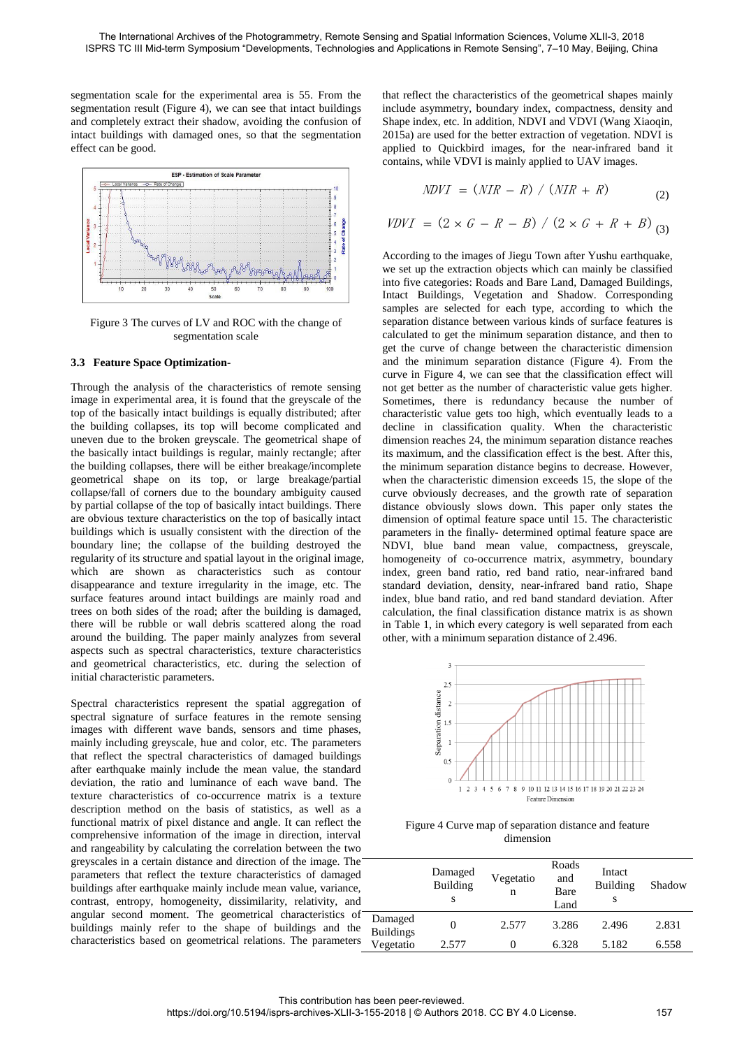segmentation scale for the experimental area is 55. From the segmentation result (Figure 4), we can see that intact buildings and completely extract their shadow, avoiding the confusion of intact buildings with damaged ones, so that the segmentation effect can be good.

Figure 3 The curves of LV and ROC with the change of segmentation scale

### 3.3 Feature Space Optimization-

Through the analysis of the characteristics of remote sensing image in experimental area, it is found that the greyscale of the top of the basically intact buildings is equally distributed; after the building collapses, its top will become complicated and uneven due to the broken greyscale. The geometrical shape of the basically intact buildings is regular, mainly rectangular; after the building collapses, there will be either breakage/incomplete geometrical shape on its top, or large breakage/partial collapse/fall of corners due to the boundary ambiguity caused by partial collapse of the top of basically intact buildings. There are obvious texture characteristics on the top of basically intact buildings which is usually consistent with the direction of the boundary line; the collapse of the building destroyed the regularity of its structure and spatial layout in the original image, which are shown as characteristics such as contour disappearance and texture irregularity in the image, etc. The surface features around intact buildings are mainly road and trees on both sides of the road; after the building is damaged, there will be rubble or wall debris scattered along the road around the building. The paper mainly analyzes from several aspects such as spectral characteristics, texture characteristics and geometrical characteristics, etc. during the selection of initial characteristic parameters.

Spectral characteristics represent the spatial aggregation of spectral signature of surface features in the remote sensing images with different wave bands, sensors and time phases, mainly including greyscale, hue and color, etc. The parameters that reflect the spectral characteristics of damaged buildings after earthquake mainly include the mean value, the standard deviation, the ratio and luminance of each wave band. The texture characteristics of co-occurrence matrix is a texture description method on the basis of statistics, as well as a functional matrix of pixel distance and angle. It can reflect the comprehensive information of the image in direction, interval and rangeability by calculating the correlation between the two greyscales in a certain distance and direction of the image. The parameters that reflect the texture characteristics of damaged buildings after earthquake mainly include mean value, variance, contrast, entropy, homogeneity, dissimilarity, relativity, and angular second moment. The geometrical characteristics of buildings mainly refer to the shape of buildings and the characteristics based on geometrical relations. The parameters that reflect the characteristics of the geometrical shapes mainly include asymmetry, boundary index, compactness, density and Shape index, etc. In addition, NDVI and VDVI (Wang Xiaoqin, 2015a) are used for the better extraction of vegetation. NDVI is applied to Quickbird images, for the near-infrared band it contains, while VDVI is mainly applied to UAV images.

$$NDVI = (NIR - R) / (NIR + R) \tag{2}$$

$$VDVI = (2 \times G - R - B) / (2 \times G + R + B) \tag{3}$$

According to the images of Jiegu Town after Yushu earthquake, we set up the extraction objects which can mainly be classified into five categories: Roads and Bare Land, Damaged Buildings, Intact Buildings, Vegetation and Shadow. Corresponding samples are selected for each type, according to which the separation distance between various kinds of surface features is calculated to get the minimum separation distance, and then to get the curve of change between the characteristic dimension and the minimum separation distance (Figure 4). From the curve in Figure 4, we can see that the classification effect will not get better as the number of characteristic value gets higher. Sometimes, there is redundancy because the number of characteristic value gets too high, which eventually leads to a decline in classification quality. When the characteristic dimension reaches 24, the minimum separation distance reaches its maximum, and the classification effect is the best. After this, the minimum separation distance begins to decrease. However, when the characteristic dimension exceeds 15, the slope of the curve obviously decreases, and the growth rate of separation distance obviously slows down. This paper only states the dimension of optimal feature space until 15. The characteristic parameters in the finally- determined optimal feature space are NDVI, blue band mean value, compactness, greyscale, homogeneity of co-occurrence matrix, asymmetry, boundary index, green band ratio, red band ratio, near-infrared band standard deviation, density, near-infrared band ratio, Shape index, blue band ratio, and red band standard deviation. After calculation, the final classification distance matrix is as shown in Table 1, in which every category is well separated from each other, with a minimum separation distance of 2.496.

Figure 4 Curve map of separation distance and feature dimension

| | Damaged Buildings | Vegetation | Roads and Bare Land | Intact Buildings | Shadow |
|---|---|---|---|---|---|
| Damaged Buildings | 0 | 2.577 | 3.286 | 2.496 | 2.831 |
| Vegetatio | 2.577 | 0 | 6.328 | 5.182 | 6.558 |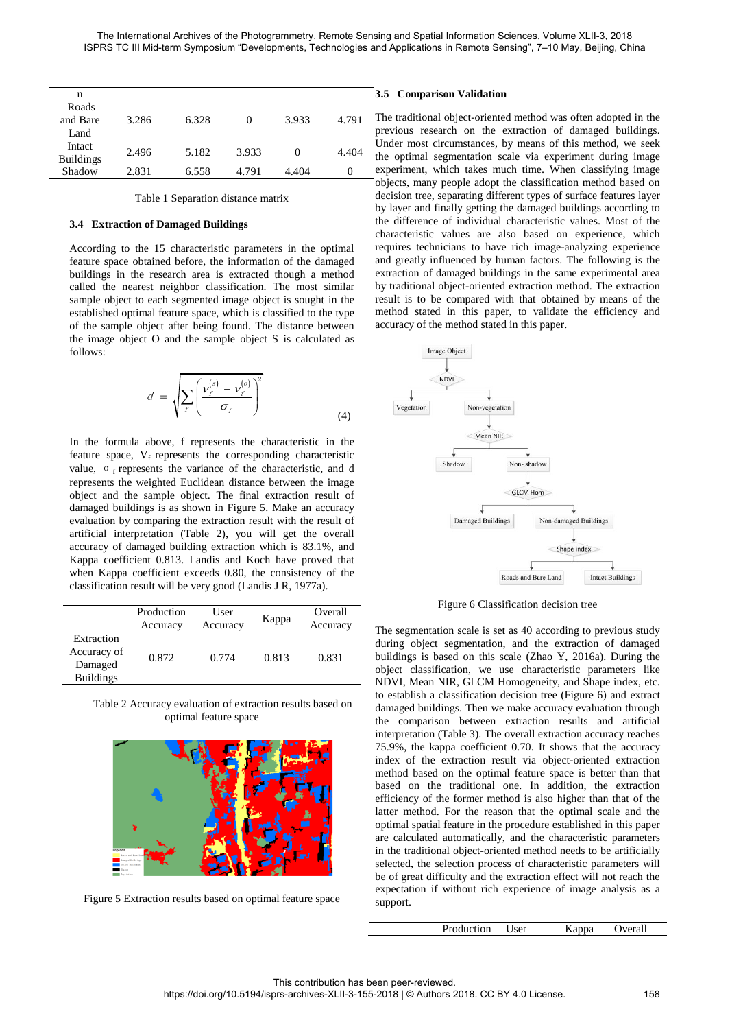| n | | | | | |
|---|---|---|---|---|---|
| Roads and Bare Land | 3.286 | 6.328 | 0 | 3.933 | 4.791 |
| Intact Buildings | 2.496 | 5.182 | 3.933 | 0 | 4.404 |
| Shadow | 2.831 | 6.558 | 4.791 | 4.404 | 0 |

Table 1 Separation distance matrix

### 3.4 Extraction of Damaged Buildings

According to the 15 characteristic parameters in the optimal feature space obtained before, the information of the damaged buildings in the research area is extracted though a method called the nearest neighbor classification. The most similar sample object to each segmented image object is sought in the established optimal feature space, which is classified to the type of the sample object after being found. The distance between the image object O and the sample object S is calculated as follows:

$$d = \sqrt{\sum_f \left( \frac{v_f^{(s)} - v_f^{(o)}}{\sigma_f} \right)^2} \tag{4}$$

In the formula above, f represents the characteristic in the feature space, $V_f$ represents the corresponding characteristic value, $\sigma_f$ represents the variance of the characteristic, and d represents the weighted Euclidean distance between the image object and the sample object. The final extraction result of damaged buildings is as shown in Figure 5. Make an accuracy evaluation by comparing the extraction result with the result of artificial interpretation (Table 2), you will get the overall accuracy of damaged building extraction which is 83.1%, and Kappa coefficient 0.813. Landis and Koch have proved that when Kappa coefficient exceeds 0.80, the consistency of the classification result will be very good (Landis J R, 1977a).

| | Production Accuracy | User Accuracy | Kappa | Overall Accuracy |
|---|---|---|---|---|
| Extraction Accuracy of Damaged Buildings | 0.872 | 0.774 | 0.813 | 0.831 |

Table 2 Accuracy evaluation of extraction results based on optimal feature space

Figure 5 Extraction results based on optimal feature space

### 3.5 Comparison Validation

The traditional object-oriented method was often adopted in the previous research on the extraction of damaged buildings. Under most circumstances, by means of this method, we seek the optimal segmentation scale via experiment during image experiment, which takes much time. When classifying image objects, many people adopt the classification method based on decision tree, separating different types of surface features layer by layer and finally getting the damaged buildings according to the difference of individual characteristic values. Most of the characteristic values are also based on experience, which requires technicians to have rich image-analyzing experience and greatly influenced by human factors. The following is the extraction of damaged buildings in the same experimental area by traditional object-oriented extraction method. The extraction result is to be compared with that obtained by means of the method stated in this paper, to validate the efficiency and accuracy of the method stated in this paper.

Figure 6 Classification decision tree

The segmentation scale is set as 40 according to previous study during object segmentation, and the extraction of damaged buildings is based on this scale (Zhao Y, 2016a). During the object classification, we use characteristic parameters like NDVI, Mean NIR, GLCM Homogeneity, and Shape index, etc. to establish a classification decision tree (Figure 6) and extract damaged buildings. Then we make accuracy evaluation through the comparison between extraction results and artificial interpretation (Table 3). The overall extraction accuracy reaches 75.9%, the kappa coefficient 0.70. It shows that the accuracy index of the extraction result via object-oriented extraction method based on the optimal feature space is better than that based on the traditional one. In addition, the extraction efficiency of the former method is also higher than that of the latter method. For the reason that the optimal scale and the optimal spatial feature in the procedure established in this paper are calculated automatically, and the characteristic parameters in the traditional object-oriented method needs to be artificially selected, the selection process of characteristic parameters will be of great difficulty and the extraction effect will not reach the expectation if without rich experience of image analysis as a support.

| | Production | User | Kappa | Overall |
|---|---|---|---|---|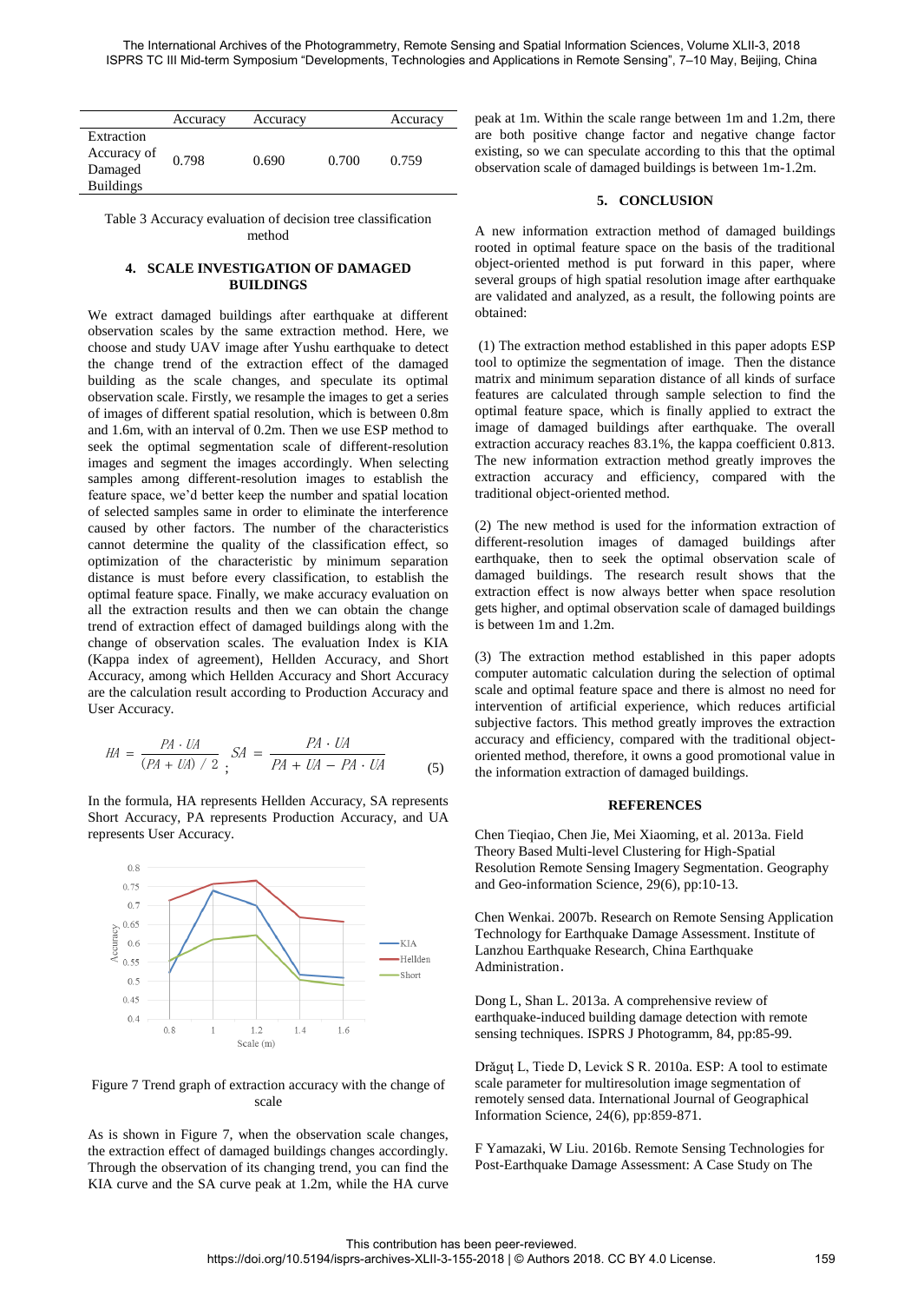| | Accuracy | Accuracy | | Accuracy |
|---|---|---|---|---|
| Extraction Accuracy of Damaged Buildings | 0.798 | 0.690 | 0.700 | 0.759 |

Table 3 Accuracy evaluation of decision tree classification method

## 4. SCALE INVESTIGATION OF DAMAGED BUILDINGS

We extract damaged buildings after earthquake at different observation scales by the same extraction method. Here, we choose and study UAV image after Yushu earthquake to detect the change trend of the extraction effect of the damaged building as the scale changes, and speculate its optimal observation scale. Firstly, we resample the images to get a series of images of different spatial resolution, which is between 0.8m and 1.6m, with an interval of 0.2m. Then we use ESP method to seek the optimal segmentation scale of different-resolution images and segment the images accordingly. When selecting samples among different-resolution images to establish the feature space, we'd better keep the number and spatial location of selected samples same in order to eliminate the interference caused by other factors. The number of the characteristics cannot determine the quality of the classification effect, so optimization of the characteristic by minimum separation distance is must before every classification, to establish the optimal feature space. Finally, we make accuracy evaluation on all the extraction results and then we can obtain the change trend of extraction effect of damaged buildings along with the change of observation scales. The evaluation Index is KIA (Kappa index of agreement), Hellden Accuracy, and Short Accuracy, among which Hellden Accuracy and Short Accuracy are the calculation result according to Production Accuracy and User Accuracy.

$$HA = \frac{PA \cdot UA}{(PA + UA)/2} ; \quad SA = \frac{PA \cdot UA}{PA + UA - PA \cdot UA} \tag{5}$$

In the formula, HA represents Hellden Accuracy, SA represents Short Accuracy, PA represents Production Accuracy, and UA represents User Accuracy.

Figure 7 Trend graph of extraction accuracy with the change of scale

As is shown in Figure 7, when the observation scale changes, the extraction effect of damaged buildings changes accordingly. Through the observation of its changing trend, you can find the KIA curve and the SA curve peak at 1.2m, while the HA curve peak at 1m. Within the scale range between 1m and 1.2m, there are both positive change factor and negative change factor existing, so we can speculate according to this that the optimal observation scale of damaged buildings is between 1m-1.2m.

## 5. CONCLUSION

A new information extraction method of damaged buildings rooted in optimal feature space on the basis of the traditional object-oriented method is put forward in this paper, where several groups of high spatial resolution image after earthquake are validated and analyzed, as a result, the following points are obtained:

(1) The extraction method established in this paper adopts ESP tool to optimize the segmentation of image. Then the distance matrix and minimum separation distance of all kinds of surface features are calculated through sample selection to find the optimal feature space, which is finally applied to extract the image of damaged buildings after earthquake. The overall extraction accuracy reaches 83.1%, the kappa coefficient 0.813. The new information extraction method greatly improves the extraction accuracy and efficiency, compared with the traditional object-oriented method.

(2) The new method is used for the information extraction of different-resolution images of damaged buildings after earthquake, then to seek the optimal observation scale of damaged buildings. The research result shows that the extraction effect is now always better when space resolution gets higher, and optimal observation scale of damaged buildings is between 1m and 1.2m.

(3) The extraction method established in this paper adopts computer automatic calculation during the selection of optimal scale and optimal feature space and there is almost no need for intervention of artificial experience, which reduces artificial subjective factors. This method greatly improves the extraction accuracy and efficiency, compared with the traditional object-oriented method, therefore, it owns a good promotional value in the information extraction of damaged buildings.

## REFERENCES

Chen Tieqiao, Chen Jie, Mei Xiaoming, et al. 2013a. Field Theory Based Multi-level Clustering for High-Spatial Resolution Remote Sensing Imagery Segmentation. Geography and Geo-information Science, 29(6), pp:10-13.

Chen Wenkai. 2007b. Research on Remote Sensing Application Technology for Earthquake Damage Assessment. Institute of Lanzhou Earthquake Research, China Earthquake Administration.

Dong L, Shan L. 2013a. A comprehensive review of earthquake-induced building damage detection with remote sensing techniques. ISPRS J Photogramm, 84, pp:85-99.

Drăguţ L, Tiede D, Levick S R. 2010a. ESP: A tool to estimate scale parameter for multiresolution image segmentation of remotely sensed data. International Journal of Geographical Information Science, 24(6), pp:859-871.

F Yamazaki, W Liu. 2016b. Remote Sensing Technologies for Post-Earthquake Damage Assessment: A Case Study on The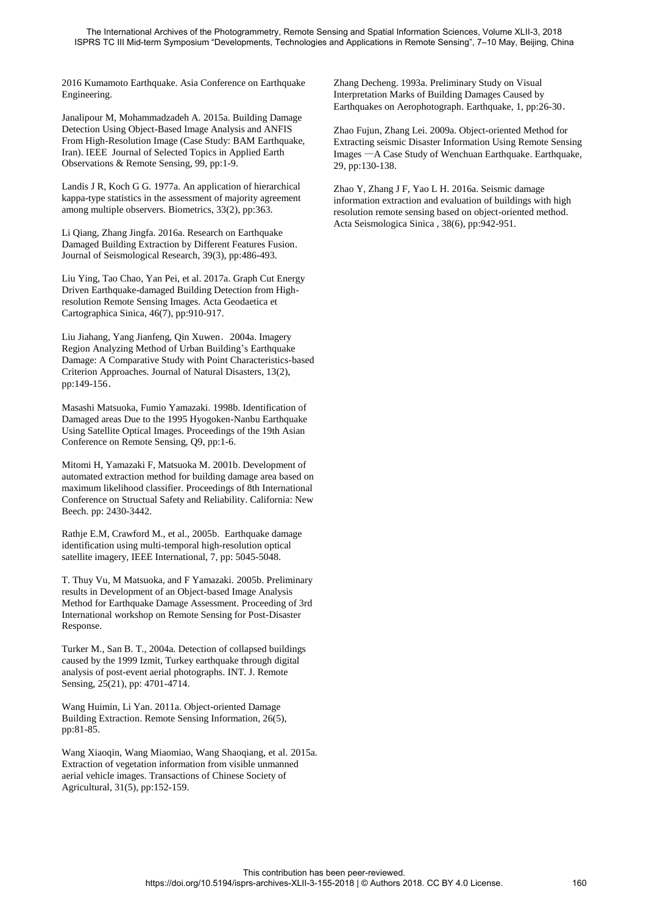2016 Kumamoto Earthquake. Asia Conference on Earthquake Engineering.

Janalipour M, Mohammadzadeh A. 2015a. Building Damage Detection Using Object-Based Image Analysis and ANFIS From High-Resolution Image (Case Study: BAM Earthquake, Iran). IEEE Journal of Selected Topics in Applied Earth Observations & Remote Sensing, 99, pp:1-9.

Landis J R, Koch G G. 1977a. An application of hierarchical kappa-type statistics in the assessment of majority agreement among multiple observers. Biometrics, 33(2), pp:363.

Li Qiang, Zhang Jingfa. 2016a. Research on Earthquake Damaged Building Extraction by Different Features Fusion. Journal of Seismological Research, 39(3), pp:486-493.

Liu Ying, Tao Chao, Yan Pei, et al. 2017a. Graph Cut Energy Driven Earthquake-damaged Building Detection from High-resolution Remote Sensing Images. Acta Geodaetica et Cartographica Sinica, 46(7), pp:910-917.

Liu Jiahang, Yang Jianfeng, Qin Xuwen．2004a. Imagery Region Analyzing Method of Urban Building's Earthquake Damage: A Comparative Study with Point Characteristics-based Criterion Approaches. Journal of Natural Disasters, 13(2), pp:149-156．

Masashi Matsuoka, Fumio Yamazaki. 1998b. Identification of Damaged areas Due to the 1995 Hyogoken-Nanbu Earthquake Using Satellite Optical Images. Proceedings of the 19th Asian Conference on Remote Sensing, Q9, pp:1-6.

Mitomi H, Yamazaki F, Matsuoka M. 2001b. Development of automated extraction method for building damage area based on maximum likelihood classifier. Proceedings of 8th International Conference on Structual Safety and Reliability. California: New Beech. pp: 2430-3442.

Rathje E.M, Crawford M., et al., 2005b. Earthquake damage identification using multi-temporal high-resolution optical satellite imagery, IEEE International, 7, pp: 5045-5048.

T. Thuy Vu, M Matsuoka, and F Yamazaki. 2005b. Preliminary results in Development of an Object-based Image Analysis Method for Earthquake Damage Assessment. Proceeding of 3rd International workshop on Remote Sensing for Post-Disaster Response.

Turker M., San B. T., 2004a. Detection of collapsed buildings caused by the 1999 Izmit, Turkey earthquake through digital analysis of post-event aerial photographs. INT. J. Remote Sensing, 25(21), pp: 4701-4714.

Wang Huimin, Li Yan. 2011a. Object-oriented Damage Building Extraction. Remote Sensing Information, 26(5), pp:81-85.

Wang Xiaoqin, Wang Miaomiao, Wang Shaoqiang, et al. 2015a. Extraction of vegetation information from visible unmanned aerial vehicle images. Transactions of Chinese Society of Agricultural, 31(5), pp:152-159.

Zhang Decheng. 1993a. Preliminary Study on Visual Interpretation Marks of Building Damages Caused by Earthquakes on Aerophotograph. Earthquake, 1, pp:26-30．

Zhao Fujun, Zhang Lei. 2009a. Object-oriented Method for Extracting seismic Disaster Information Using Remote Sensing Images —A Case Study of Wenchuan Earthquake. Earthquake, 29, pp:130-138.

Zhao Y, Zhang J F, Yao L H. 2016a. Seismic damage information extraction and evaluation of buildings with high resolution remote sensing based on object-oriented method. Acta Seismologica Sinica , 38(6), pp:942-951.